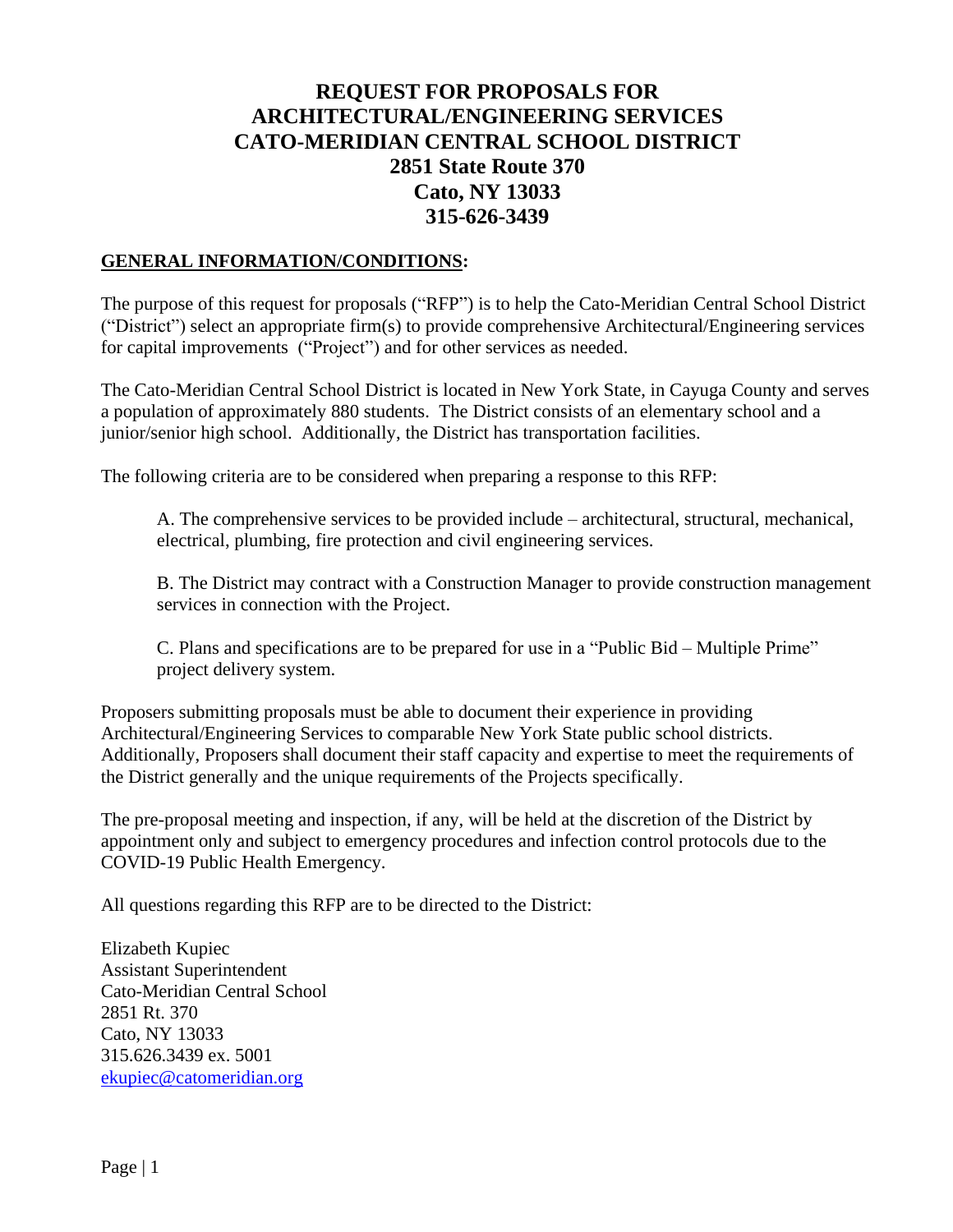# REQUEST FOR PROPOSALS FOR ARCHITECTURAL/ENGINEERING SERVICES CATO-MERIDIAN CENTRAL SCHOOL DISTRICT 2851 State Route 370 Cato, NY 13033 315-626-3439

## GENERAL INFORMATION/CONDITIONS:

The purpose of this request for proposals ("RFP") is to help the Cato-Meridian Central School District ("District") select an appropriate firm(s) to provide comprehensive Architectural/Engineering services for capital improvements ("Project") and for other services as needed.

The Cato-Meridian Central School District is located in New York State, in Cayuga County and serves a population of approximately 880 students. The District consists of an elementary school and a junior/senior high school. Additionally, the District has transportation facilities.

The following criteria are to be considered when preparing a response to this RFP:

A. The comprehensive services to be provided include – architectural, structural, mechanical, electrical, plumbing, fire protection and civil engineering services.

B. The District may contract with a Construction Manager to provide construction management services in connection with the Project.

C. Plans and specifications are to be prepared for use in a "Public Bid – Multiple Prime" project delivery system.

Proposers submitting proposals must be able to document their experience in providing Architectural/Engineering Services to comparable New York State public school districts. Additionally, Proposers shall document their staff capacity and expertise to meet the requirements of the District generally and the unique requirements of the Projects specifically.

The pre-proposal meeting and inspection, if any, will be held at the discretion of the District by appointment only and subject to emergency procedures and infection control protocols due to the COVID-19 Public Health Emergency.

All questions regarding this RFP are to be directed to the District:

Elizabeth Kupiec
Assistant Superintendent
Cato-Meridian Central School
2851 Rt. 370
Cato, NY 13033
315.626.3439 ex. 5001
ekupiec@catomeridian.org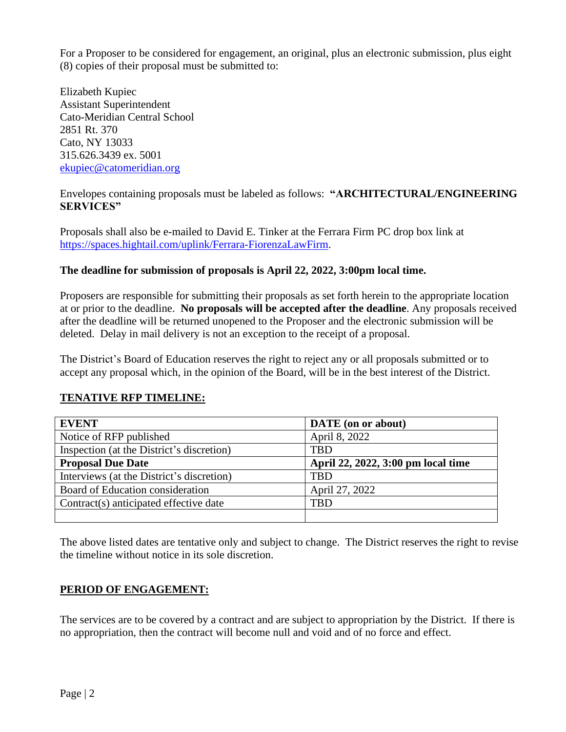For a Proposer to be considered for engagement, an original, plus an electronic submission, plus eight (8) copies of their proposal must be submitted to:

Elizabeth Kupiec
Assistant Superintendent
Cato-Meridian Central School
2851 Rt. 370
Cato, NY 13033
315.626.3439 ex. 5001
ekupiec@catomeridian.org

Envelopes containing proposals must be labeled as follows: **"ARCHITECTURAL/ENGINEERING SERVICES"**

Proposals shall also be e-mailed to David E. Tinker at the Ferrara Firm PC drop box link at https://spaces.hightail.com/uplink/Ferrara-FiorenzaLawFirm.

**The deadline for submission of proposals is April 22, 2022, 3:00pm local time.**

Proposers are responsible for submitting their proposals as set forth herein to the appropriate location at or prior to the deadline. **No proposals will be accepted after the deadline**. Any proposals received after the deadline will be returned unopened to the Proposer and the electronic submission will be deleted. Delay in mail delivery is not an exception to the receipt of a proposal.

The District's Board of Education reserves the right to reject any or all proposals submitted or to accept any proposal which, in the opinion of the Board, will be in the best interest of the District.

## TENATIVE RFP TIMELINE:

| EVENT | DATE (on or about) |
| --- | --- |
| Notice of RFP published | April 8, 2022 |
| Inspection (at the District's discretion) | TBD |
| **Proposal Due Date** | **April 22, 2022, 3:00 pm local time** |
| Interviews (at the District's discretion) | TBD |
| Board of Education consideration | April 27, 2022 |
| Contract(s) anticipated effective date | TBD |
| | |

The above listed dates are tentative only and subject to change. The District reserves the right to revise the timeline without notice in its sole discretion.

## PERIOD OF ENGAGEMENT:

The services are to be covered by a contract and are subject to appropriation by the District. If there is no appropriation, then the contract will become null and void and of no force and effect.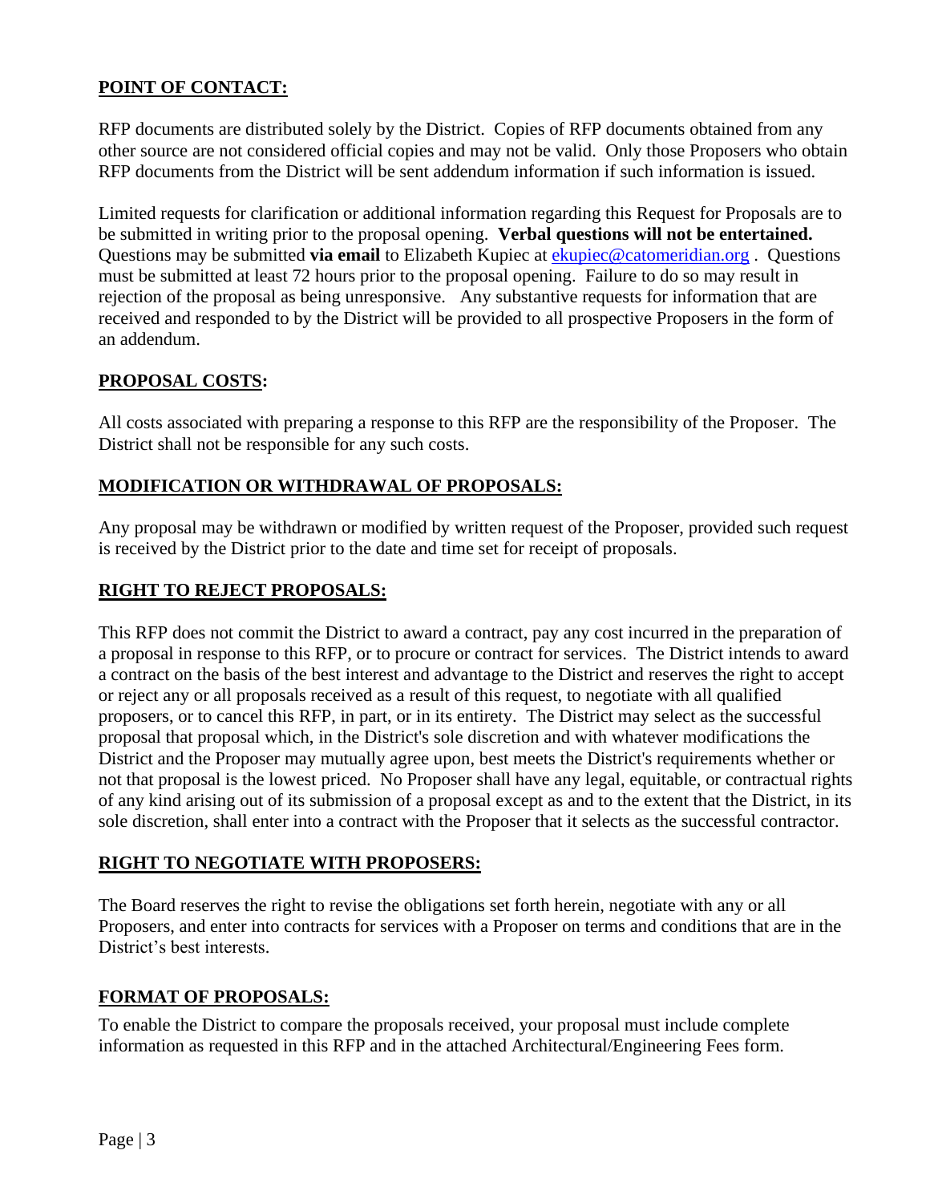## POINT OF CONTACT:

RFP documents are distributed solely by the District. Copies of RFP documents obtained from any other source are not considered official copies and may not be valid. Only those Proposers who obtain RFP documents from the District will be sent addendum information if such information is issued.

Limited requests for clarification or additional information regarding this Request for Proposals are to be submitted in writing prior to the proposal opening. **Verbal questions will not be entertained.** Questions may be submitted **via email** to Elizabeth Kupiec at ekupiec@catomeridian.org . Questions must be submitted at least 72 hours prior to the proposal opening. Failure to do so may result in rejection of the proposal as being unresponsive. Any substantive requests for information that are received and responded to by the District will be provided to all prospective Proposers in the form of an addendum.

## PROPOSAL COSTS:

All costs associated with preparing a response to this RFP are the responsibility of the Proposer. The District shall not be responsible for any such costs.

## MODIFICATION OR WITHDRAWAL OF PROPOSALS:

Any proposal may be withdrawn or modified by written request of the Proposer, provided such request is received by the District prior to the date and time set for receipt of proposals.

## RIGHT TO REJECT PROPOSALS:

This RFP does not commit the District to award a contract, pay any cost incurred in the preparation of a proposal in response to this RFP, or to procure or contract for services. The District intends to award a contract on the basis of the best interest and advantage to the District and reserves the right to accept or reject any or all proposals received as a result of this request, to negotiate with all qualified proposers, or to cancel this RFP, in part, or in its entirety. The District may select as the successful proposal that proposal which, in the District's sole discretion and with whatever modifications the District and the Proposer may mutually agree upon, best meets the District's requirements whether or not that proposal is the lowest priced. No Proposer shall have any legal, equitable, or contractual rights of any kind arising out of its submission of a proposal except as and to the extent that the District, in its sole discretion, shall enter into a contract with the Proposer that it selects as the successful contractor.

## RIGHT TO NEGOTIATE WITH PROPOSERS:

The Board reserves the right to revise the obligations set forth herein, negotiate with any or all Proposers, and enter into contracts for services with a Proposer on terms and conditions that are in the District's best interests.

## FORMAT OF PROPOSALS:

To enable the District to compare the proposals received, your proposal must include complete information as requested in this RFP and in the attached Architectural/Engineering Fees form.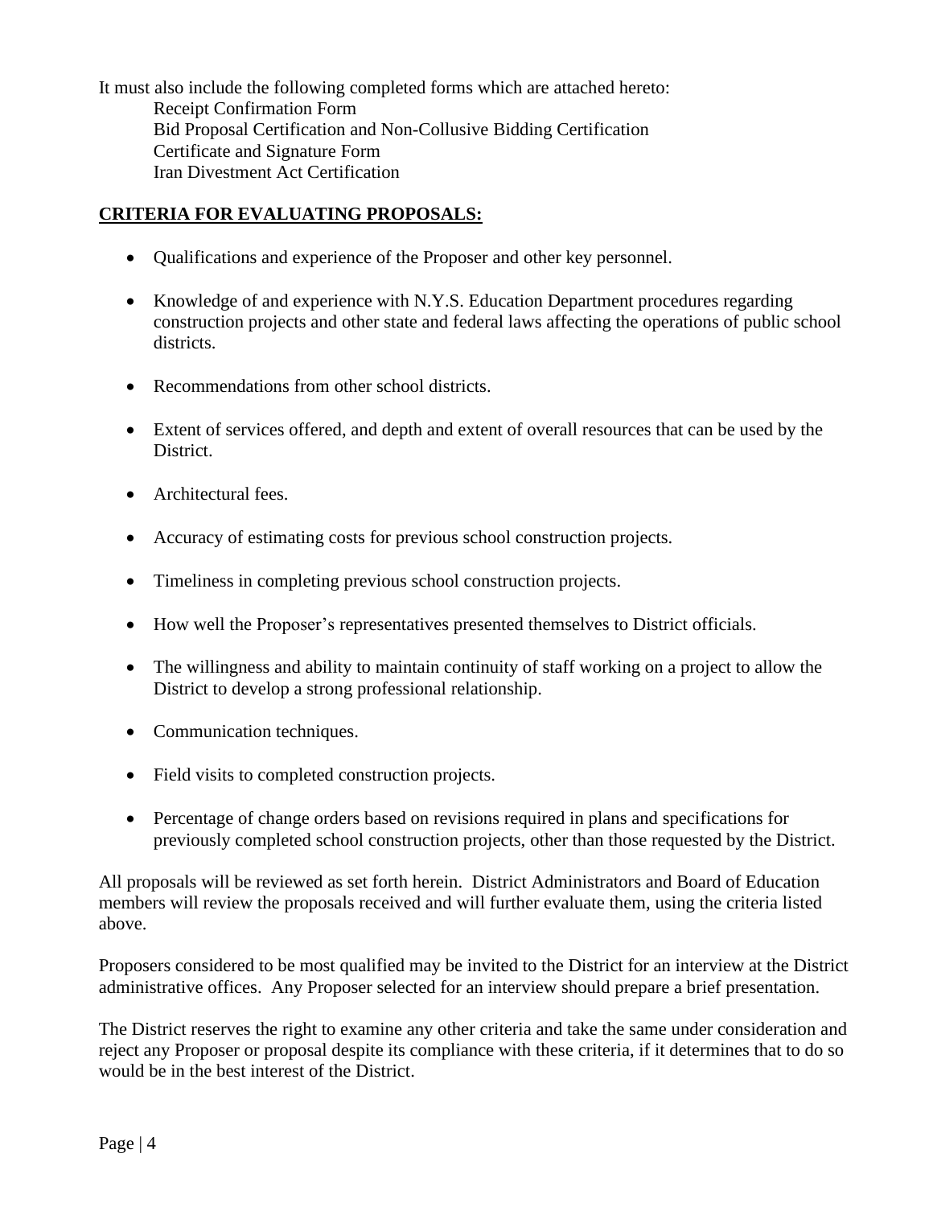It must also include the following completed forms which are attached hereto:

- Receipt Confirmation Form
- Bid Proposal Certification and Non-Collusive Bidding Certification
- Certificate and Signature Form
- Iran Divestment Act Certification

## **CRITERIA FOR EVALUATING PROPOSALS:**

- Qualifications and experience of the Proposer and other key personnel.
- Knowledge of and experience with N.Y.S. Education Department procedures regarding construction projects and other state and federal laws affecting the operations of public school districts.
- Recommendations from other school districts.
- Extent of services offered, and depth and extent of overall resources that can be used by the District.
- Architectural fees.
- Accuracy of estimating costs for previous school construction projects.
- Timeliness in completing previous school construction projects.
- How well the Proposer's representatives presented themselves to District officials.
- The willingness and ability to maintain continuity of staff working on a project to allow the District to develop a strong professional relationship.
- Communication techniques.
- Field visits to completed construction projects.
- Percentage of change orders based on revisions required in plans and specifications for previously completed school construction projects, other than those requested by the District.

All proposals will be reviewed as set forth herein. District Administrators and Board of Education members will review the proposals received and will further evaluate them, using the criteria listed above.

Proposers considered to be most qualified may be invited to the District for an interview at the District administrative offices. Any Proposer selected for an interview should prepare a brief presentation.

The District reserves the right to examine any other criteria and take the same under consideration and reject any Proposer or proposal despite its compliance with these criteria, if it determines that to do so would be in the best interest of the District.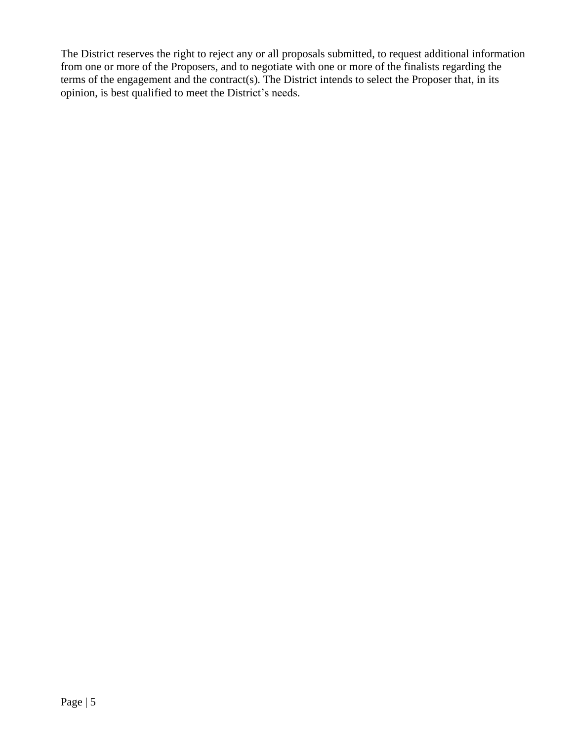The District reserves the right to reject any or all proposals submitted, to request additional information from one or more of the Proposers, and to negotiate with one or more of the finalists regarding the terms of the engagement and the contract(s). The District intends to select the Proposer that, in its opinion, is best qualified to meet the District's needs.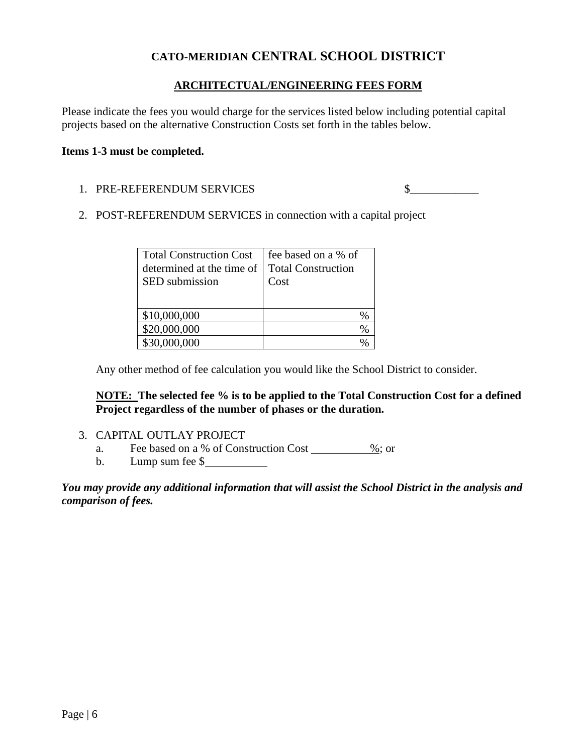# CATO-MERIDIAN CENTRAL SCHOOL DISTRICT

## ARCHITECTUAL/ENGINEERING FEES FORM

Please indicate the fees you would charge for the services listed below including potential capital projects based on the alternative Construction Costs set forth in the tables below.

**Items 1-3 must be completed.**

1. PRE-REFERENDUM SERVICES $____________

2. POST-REFERENDUM SERVICES in connection with a capital project

| Total Construction Cost determined at the time of SED submission | fee based on a % of Total Construction Cost |
|---|---|
| $10,000,000 | % |
| $20,000,000 | % |
| $30,000,000 | % |

Any other method of fee calculation you would like the School District to consider.

**NOTE: The selected fee % is to be applied to the Total Construction Cost for a defined Project regardless of the number of phases or the duration.**

3. CAPITAL OUTLAY PROJECT
   a. Fee based on a % of Construction Cost __________%; or
   b. Lump sum fee $__________

***You may provide any additional information that will assist the School District in the analysis and comparison of fees.***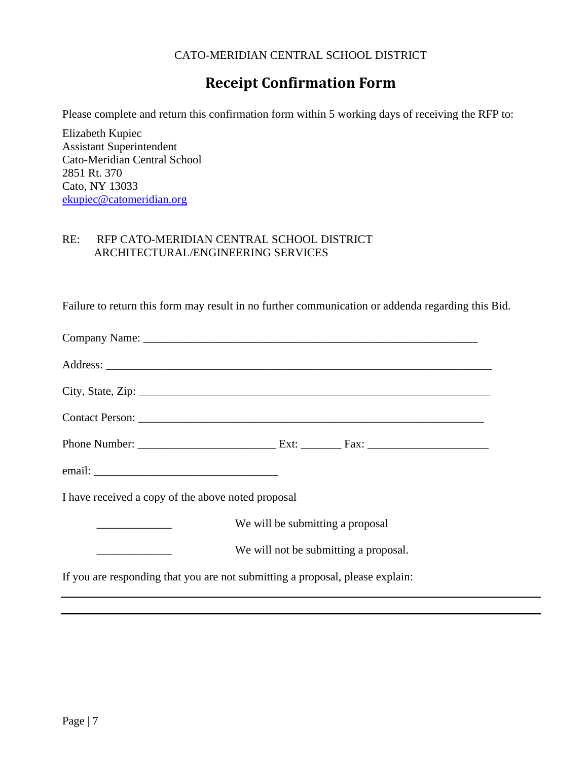CATO-MERIDIAN CENTRAL SCHOOL DISTRICT

# Receipt Confirmation Form

Please complete and return this confirmation form within 5 working days of receiving the RFP to:

Elizabeth Kupiec
Assistant Superintendent
Cato-Meridian Central School
2851 Rt. 370
Cato, NY 13033
ekupiec@catomeridian.org

RE: RFP CATO-MERIDIAN CENTRAL SCHOOL DISTRICT
ARCHITECTURAL/ENGINEERING SERVICES

Failure to return this form may result in no further communication or addenda regarding this Bid.

Company Name: ____________________________________________________________

Address: ______________________________________________________________________

City, State, Zip: _______________________________________________________________

Contact Person: _______________________________________________________________

Phone Number: ________________________ Ext: _______ Fax: _____________________

email: _________________________________

I have received a copy of the above noted proposal

_____________ We will be submitting a proposal

_____________ We will not be submitting a proposal.

If you are responding that you are not submitting a proposal, please explain:

_____________________________________________________________________________

_____________________________________________________________________________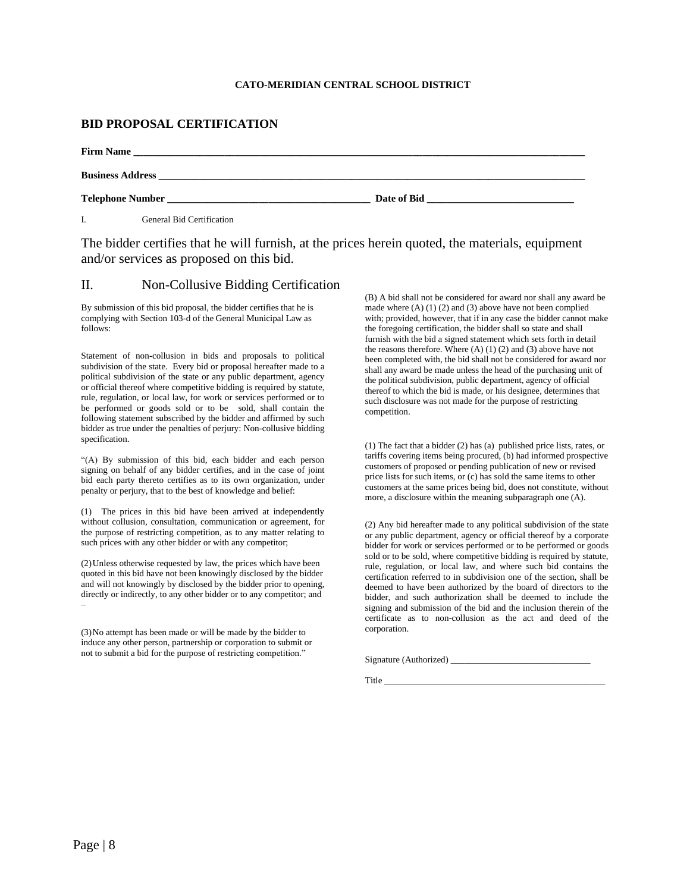**CATO-MERIDIAN CENTRAL SCHOOL DISTRICT**

## BID PROPOSAL CERTIFICATION

**Firm Name** ______________________________________________________________________________

**Business Address** ___________________________________________________________________________

**Telephone Number** ____________________________________ **Date of Bid** ___________________________

I. General Bid Certification

The bidder certifies that he will furnish, at the prices herein quoted, the materials, equipment and/or services as proposed on this bid.

## II. Non-Collusive Bidding Certification

By submission of this bid proposal, the bidder certifies that he is complying with Section 103-d of the General Municipal Law as follows:

Statement of non-collusion in bids and proposals to political subdivision of the state. Every bid or proposal hereafter made to a political subdivision of the state or any public department, agency or official thereof where competitive bidding is required by statute, rule, regulation, or local law, for work or services performed or to be performed or goods sold or to be sold, shall contain the following statement subscribed by the bidder and affirmed by such bidder as true under the penalties of perjury: Non-collusive bidding specification.

"(A) By submission of this bid, each bidder and each person signing on behalf of any bidder certifies, and in the case of joint bid each party thereto certifies as to its own organization, under penalty or perjury, that to the best of knowledge and belief:

(1) The prices in this bid have been arrived at independently without collusion, consultation, communication or agreement, for the purpose of restricting competition, as to any matter relating to such prices with any other bidder or with any competitor;

(2) Unless otherwise requested by law, the prices which have been quoted in this bid have not been knowingly disclosed by the bidder and will not knowingly by disclosed by the bidder prior to opening, directly or indirectly, to any other bidder or to any competitor; and –

(3) No attempt has been made or will be made by the bidder to induce any other person, partnership or corporation to submit or not to submit a bid for the purpose of restricting competition."

(B) A bid shall not be considered for award nor shall any award be made where (A) (1) (2) and (3) above have not been complied with; provided, however, that if in any case the bidder cannot make the foregoing certification, the bidder shall so state and shall furnish with the bid a signed statement which sets forth in detail the reasons therefore. Where (A) (1) (2) and (3) above have not been completed with, the bid shall not be considered for award nor shall any award be made unless the head of the purchasing unit of the political subdivision, public department, agency of official thereof to which the bid is made, or his designee, determines that such disclosure was not made for the purpose of restricting competition.

(1) The fact that a bidder (2) has (a) published price lists, rates, or tariffs covering items being procured, (b) had informed prospective customers of proposed or pending publication of new or revised price lists for such items, or (c) has sold the same items to other customers at the same prices being bid, does not constitute, without more, a disclosure within the meaning subparagraph one (A).

(2) Any bid hereafter made to any political subdivision of the state or any public department, agency or official thereof by a corporate bidder for work or services performed or to be performed or goods sold or to be sold, where competitive bidding is required by statute, rule, regulation, or local law, and where such bid contains the certification referred to in subdivision one of the section, shall be deemed to have been authorized by the board of directors to the bidder, and such authorization shall be deemed to include the signing and submission of the bid and the inclusion therein of the certificate as to non-collusion as the act and deed of the corporation.

Signature (Authorized) ______________________________

Title _________________________________________________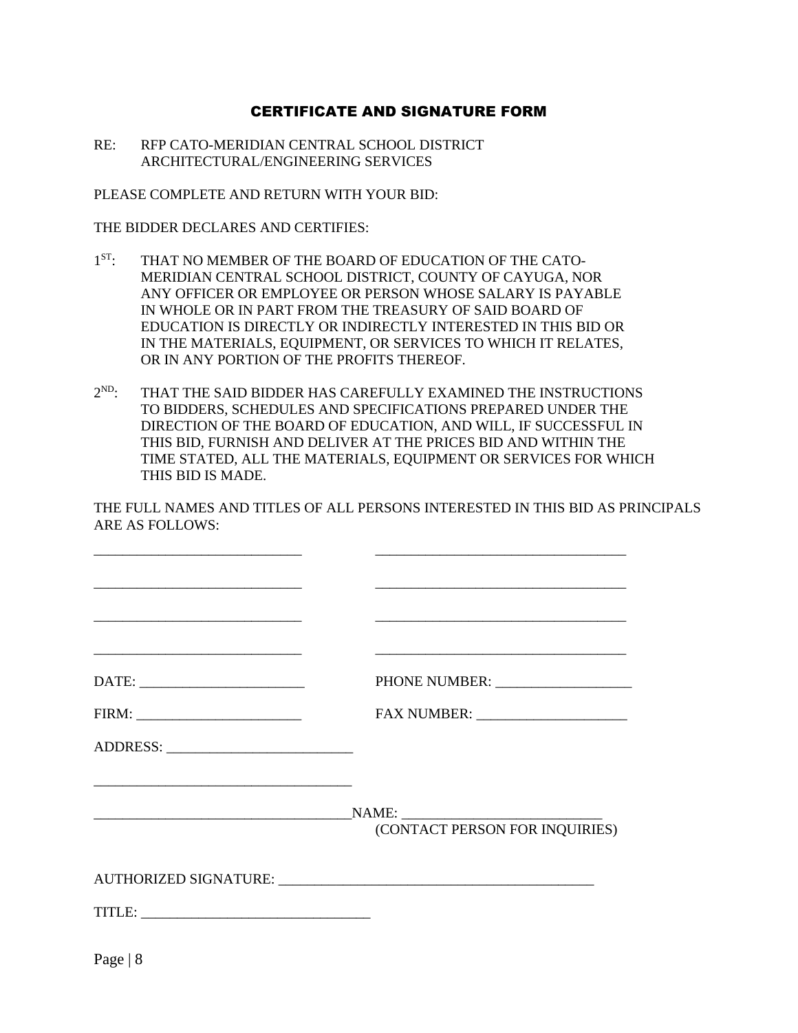## CERTIFICATE AND SIGNATURE FORM

RE: RFP CATO-MERIDIAN CENTRAL SCHOOL DISTRICT
ARCHITECTURAL/ENGINEERING SERVICES

PLEASE COMPLETE AND RETURN WITH YOUR BID:

THE BIDDER DECLARES AND CERTIFIES:

1ST: THAT NO MEMBER OF THE BOARD OF EDUCATION OF THE CATO-MERIDIAN CENTRAL SCHOOL DISTRICT, COUNTY OF CAYUGA, NOR ANY OFFICER OR EMPLOYEE OR PERSON WHOSE SALARY IS PAYABLE IN WHOLE OR IN PART FROM THE TREASURY OF SAID BOARD OF EDUCATION IS DIRECTLY OR INDIRECTLY INTERESTED IN THIS BID OR IN THE MATERIALS, EQUIPMENT, OR SERVICES TO WHICH IT RELATES, OR IN ANY PORTION OF THE PROFITS THEREOF.

2ND: THAT THE SAID BIDDER HAS CAREFULLY EXAMINED THE INSTRUCTIONS TO BIDDERS, SCHEDULES AND SPECIFICATIONS PREPARED UNDER THE DIRECTION OF THE BOARD OF EDUCATION, AND WILL, IF SUCCESSFUL IN THIS BID, FURNISH AND DELIVER AT THE PRICES BID AND WITHIN THE TIME STATED, ALL THE MATERIALS, EQUIPMENT OR SERVICES FOR WHICH THIS BID IS MADE.

THE FULL NAMES AND TITLES OF ALL PERSONS INTERESTED IN THIS BID AS PRINCIPALS ARE AS FOLLOWS:

_____________________________ ___________________________________

_____________________________ ___________________________________

_____________________________ ___________________________________

_____________________________ ___________________________________

DATE: _______________________ PHONE NUMBER: __________________

FIRM: _______________________ FAX NUMBER: ____________________

ADDRESS: _________________________

____________________________________

____________________________________NAME: ___________________________
(CONTACT PERSON FOR INQUIRIES)

AUTHORIZED SIGNATURE: ____________________________________________

TITLE: _______________________________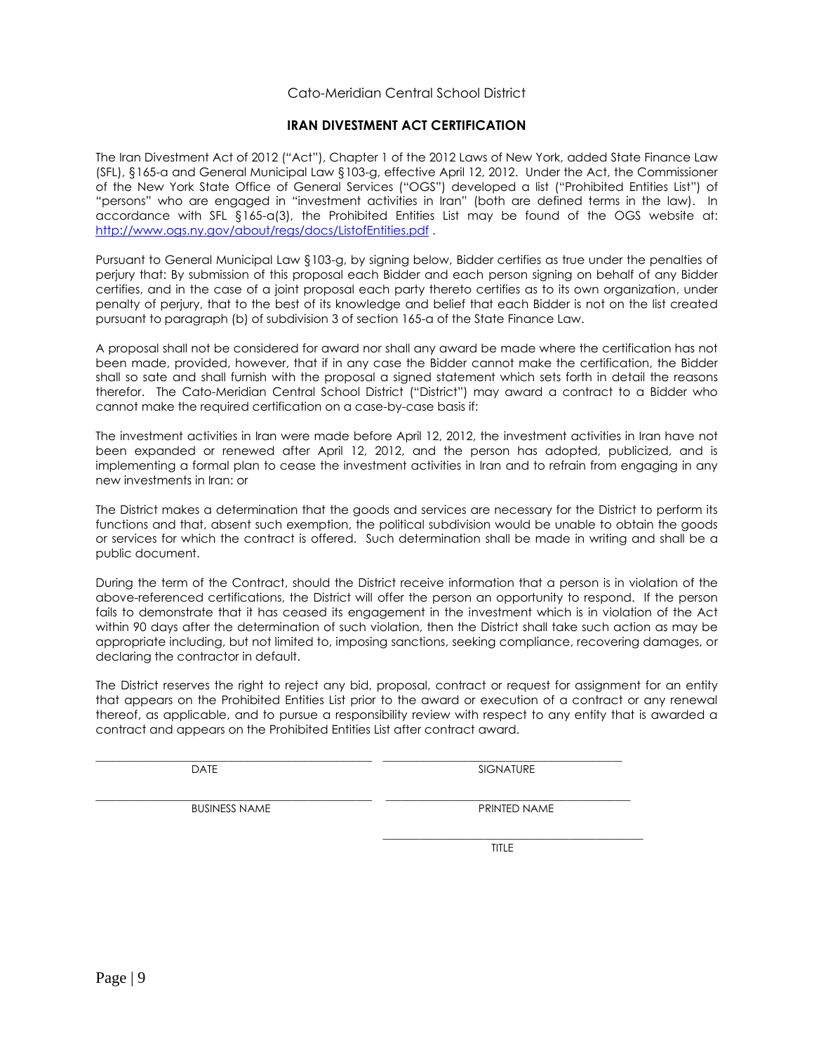Cato-Meridian Central School District

## IRAN DIVESTMENT ACT CERTIFICATION

The Iran Divestment Act of 2012 ("Act"), Chapter 1 of the 2012 Laws of New York, added State Finance Law (SFL), §165-a and General Municipal Law §103-g, effective April 12, 2012. Under the Act, the Commissioner of the New York State Office of General Services ("OGS") developed a list ("Prohibited Entities List") of "persons" who are engaged in "investment activities in Iran" (both are defined terms in the law). In accordance with SFL §165-a(3), the Prohibited Entities List may be found of the OGS website at: http://www.ogs.ny.gov/about/regs/docs/ListofEntities.pdf .

Pursuant to General Municipal Law §103-g, by signing below, Bidder certifies as true under the penalties of perjury that: By submission of this proposal each Bidder and each person signing on behalf of any Bidder certifies, and in the case of a joint proposal each party thereto certifies as to its own organization, under penalty of perjury, that to the best of its knowledge and belief that each Bidder is not on the list created pursuant to paragraph (b) of subdivision 3 of section 165-a of the State Finance Law.

A proposal shall not be considered for award nor shall any award be made where the certification has not been made, provided, however, that if in any case the Bidder cannot make the certification, the Bidder shall so sate and shall furnish with the proposal a signed statement which sets forth in detail the reasons therefor. The Cato-Meridian Central School District ("District") may award a contract to a Bidder who cannot make the required certification on a case-by-case basis if:

The investment activities in Iran were made before April 12, 2012, the investment activities in Iran have not been expanded or renewed after April 12, 2012, and the person has adopted, publicized, and is implementing a formal plan to cease the investment activities in Iran and to refrain from engaging in any new investments in Iran: or

The District makes a determination that the goods and services are necessary for the District to perform its functions and that, absent such exemption, the political subdivision would be unable to obtain the goods or services for which the contract is offered. Such determination shall be made in writing and shall be a public document.

During the term of the Contract, should the District receive information that a person is in violation of the above-referenced certifications, the District will offer the person an opportunity to respond. If the person fails to demonstrate that it has ceased its engagement in the investment which is in violation of the Act within 90 days after the determination of such violation, then the District shall take such action as may be appropriate including, but not limited to, imposing sanctions, seeking compliance, recovering damages, or declaring the contractor in default.

The District reserves the right to reject any bid, proposal, contract or request for assignment for an entity that appears on the Prohibited Entities List prior to the award or execution of a contract or any renewal thereof, as applicable, and to pursue a responsibility review with respect to any entity that is awarded a contract and appears on the Prohibited Entities List after contract award.

\_\_\_\_\_\_\_\_\_\_\_\_\_\_\_\_\_\_\_\_\_\_\_\_\_\_\_\_\_\_ \_\_\_\_\_\_\_\_\_\_\_\_\_\_\_\_\_\_\_\_\_\_\_\_\_\_\_\_\_\_
DATE SIGNATURE

\_\_\_\_\_\_\_\_\_\_\_\_\_\_\_\_\_\_\_\_\_\_\_\_\_\_\_\_\_\_ \_\_\_\_\_\_\_\_\_\_\_\_\_\_\_\_\_\_\_\_\_\_\_\_\_\_\_\_\_\_
BUSINESS NAME PRINTED NAME

\_\_\_\_\_\_\_\_\_\_\_\_\_\_\_\_\_\_\_\_\_\_\_\_\_\_\_\_\_\_
TITLE